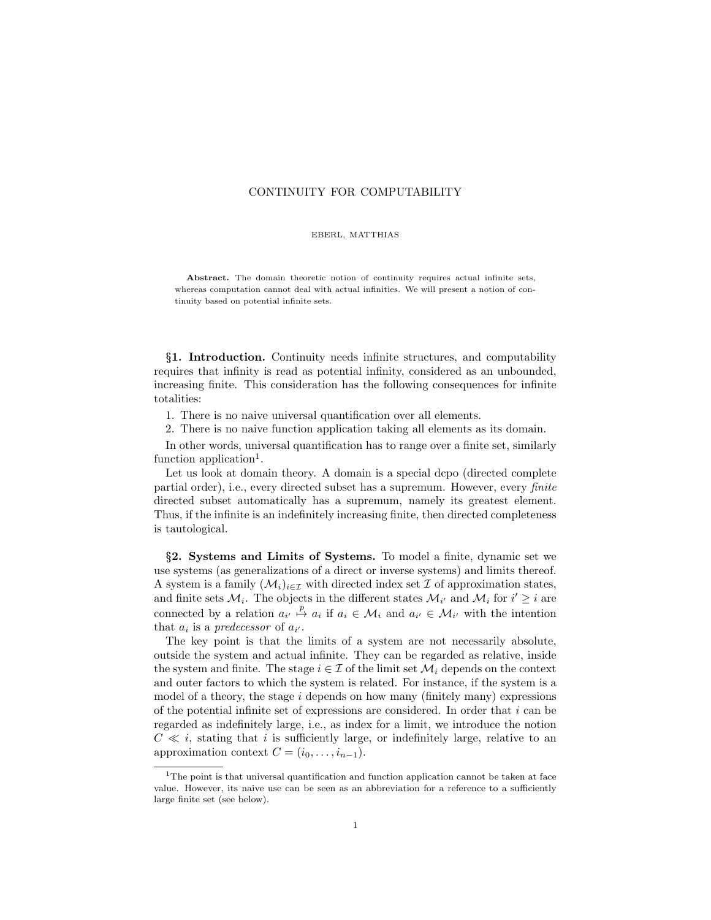# CONTINUITY FOR COMPUTABILITY

EBERL, MATTHIAS

**Abstract.** The domain theoretic notion of continuity requires actual infinite sets, whereas computation cannot deal with actual infinities. We will present a notion of continuity based on potential infinite sets.

**§1. Introduction.** Continuity needs infinite structures, and computability requires that infinity is read as potential infinity, considered as an unbounded, increasing finite. This consideration has the following consequences for infinite totalities:

1. There is no naive universal quantification over all elements.
2. There is no naive function application taking all elements as its domain.

In other words, universal quantification has to range over a finite set, similarly function application[1].

Let us look at domain theory. A domain is a special dcpo (directed complete partial order), i.e., every directed subset has a supremum. However, every *finite* directed subset automatically has a supremum, namely its greatest element. Thus, if the infinite is an indefinitely increasing finite, then directed completeness is tautological.

**§2. Systems and Limits of Systems.** To model a finite, dynamic set we use systems (as generalizations of a direct or inverse systems) and limits thereof. A system is a family $(\mathcal{M}_i)_{i \in \mathcal{I}}$ with directed index set $\mathcal{I}$ of approximation states, and finite sets $\mathcal{M}_i$. The objects in the different states $\mathcal{M}_{i'}$ and $\mathcal{M}_i$ for $i' \geq i$ are connected by a relation $a_{i'} \overset{p}{\mapsto} a_i$ if $a_i \in \mathcal{M}_i$ and $a_{i'} \in \mathcal{M}_{i'}$ with the intention that $a_i$ is a *predecessor* of $a_{i'}$.

The key point is that the limits of a system are not necessarily absolute, outside the system and actual infinite. They can be regarded as relative, inside the system and finite. The stage $i \in \mathcal{I}$ of the limit set $\mathcal{M}_i$ depends on the context and outer factors to which the system is related. For instance, if the system is a model of a theory, the stage $i$ depends on how many (finitely many) expressions of the potential infinite set of expressions are considered. In order that $i$ can be regarded as indefinitely large, i.e., as index for a limit, we introduce the notion $C \ll i$, stating that $i$ is sufficiently large, or indefinitely large, relative to an approximation context $C = (i_0, \ldots, i_{n-1})$.

[1] The point is that universal quantification and function application cannot be taken at face value. However, its naive use can be seen as an abbreviation for a reference to a sufficiently large finite set (see below).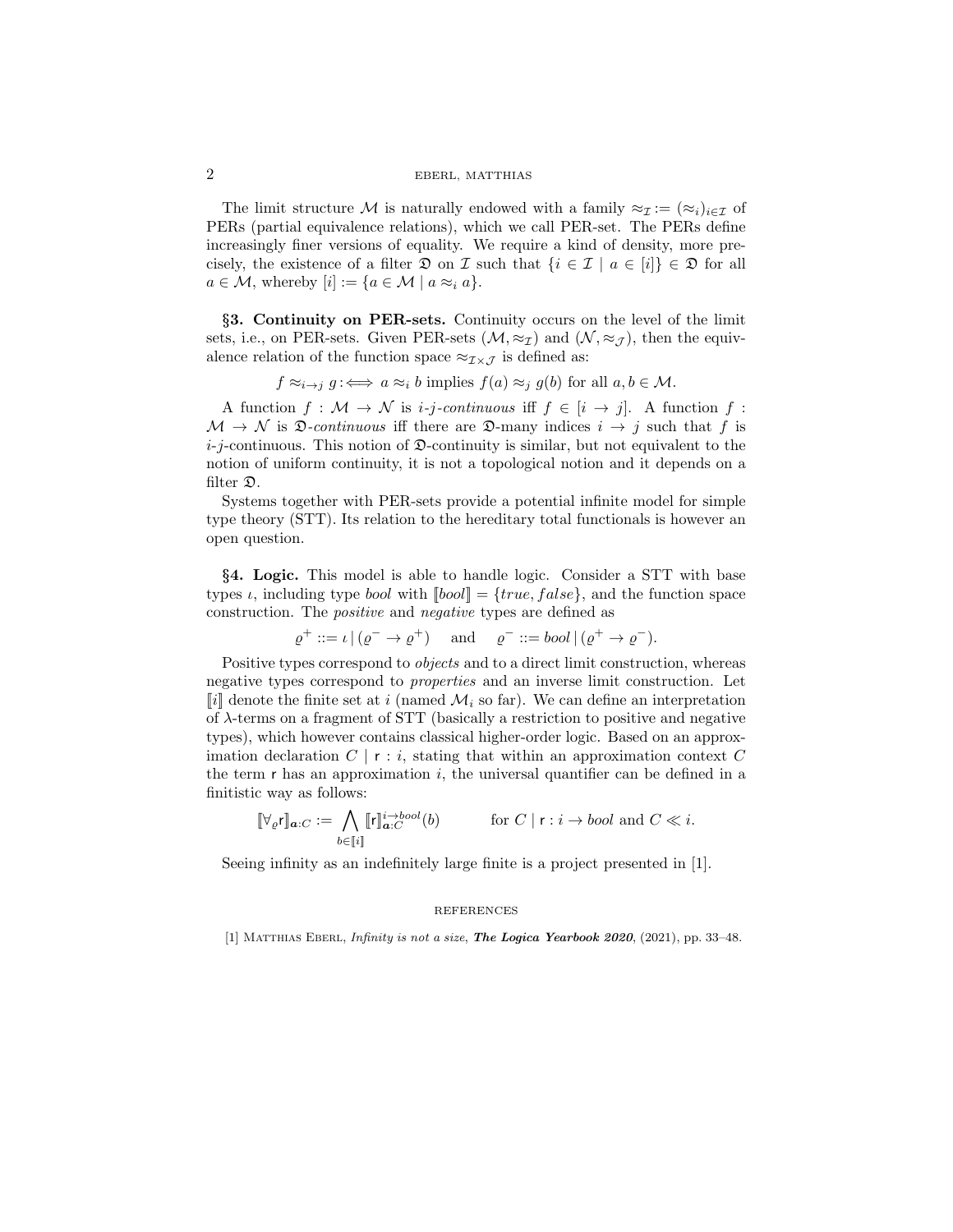The limit structure $\mathcal{M}$ is naturally endowed with a family $\approx_{\mathcal{I}} := (\approx_i)_{i \in \mathcal{I}}$ of PERs (partial equivalence relations), which we call PER-set. The PERs define increasingly finer versions of equality. We require a kind of density, more precisely, the existence of a filter $\mathfrak{D}$ on $\mathcal{I}$ such that $\{i \in \mathcal{I} \mid a \in [i]\} \in \mathfrak{D}$ for all $a \in \mathcal{M}$, whereby $[i] := \{a \in \mathcal{M} \mid a \approx_i a\}$.

**§3. Continuity on PER-sets.** Continuity occurs on the level of the limit sets, i.e., on PER-sets. Given PER-sets $(\mathcal{M}, \approx_{\mathcal{I}})$ and $(\mathcal{N}, \approx_{\mathcal{J}})$, then the equivalence relation of the function space $\approx_{\mathcal{I} \times \mathcal{J}}$ is defined as:

$$f \approx_{i \to j} g :\Longleftrightarrow a \approx_i b \text{ implies } f(a) \approx_j g(b) \text{ for all } a, b \in \mathcal{M}.$$

A function $f : \mathcal{M} \to \mathcal{N}$ is *$i$-$j$-continuous* iff $f \in [i \to j]$. A function $f : \mathcal{M} \to \mathcal{N}$ is *$\mathfrak{D}$-continuous* iff there are $\mathfrak{D}$-many indices $i \to j$ such that $f$ is $i$-$j$-continuous. This notion of $\mathfrak{D}$-continuity is similar, but not equivalent to the notion of uniform continuity, it is not a topological notion and it depends on a filter $\mathfrak{D}$.

Systems together with PER-sets provide a potential infinite model for simple type theory (STT). Its relation to the hereditary total functionals is however an open question.

**§4. Logic.** This model is able to handle logic. Consider a STT with base types $\iota$, including type *bool* with $[\![bool]\!] = \{true, false\}$, and the function space construction. The *positive* and *negative* types are defined as

$$\varrho^+ ::= \iota \mid (\varrho^- \to \varrho^+) \quad \text{ and } \quad \varrho^- ::= bool \mid (\varrho^+ \to \varrho^-).$$

Positive types correspond to *objects* and to a direct limit construction, whereas negative types correspond to *properties* and an inverse limit construction. Let $[\![i]\!]$ denote the finite set at $i$ (named $\mathcal{M}_i$ so far). We can define an interpretation of $\lambda$-terms on a fragment of STT (basically a restriction to positive and negative types), which however contains classical higher-order logic. Based on an approximation declaration $C \mid \mathsf{r} : i$, stating that within an approximation context $C$ the term $\mathsf{r}$ has an approximation $i$, the universal quantifier can be defined in a finitistic way as follows:

$$[\![\forall_\varrho \mathsf{r}]\!]_{\boldsymbol{a}:C} := \bigwedge_{b \in [\![i]\!]} [\![\mathsf{r}]\!]^{i \to bool}_{\boldsymbol{a}:C}(b) \qquad \text{for } C \mid \mathsf{r} : i \to bool \text{ and } C \ll i.$$

Seeing infinity as an indefinitely large finite is a project presented in [1].

## References

[1] Matthias Eberl, *Infinity is not a size*, ***The Logica Yearbook 2020***, (2021), pp. 33–48.